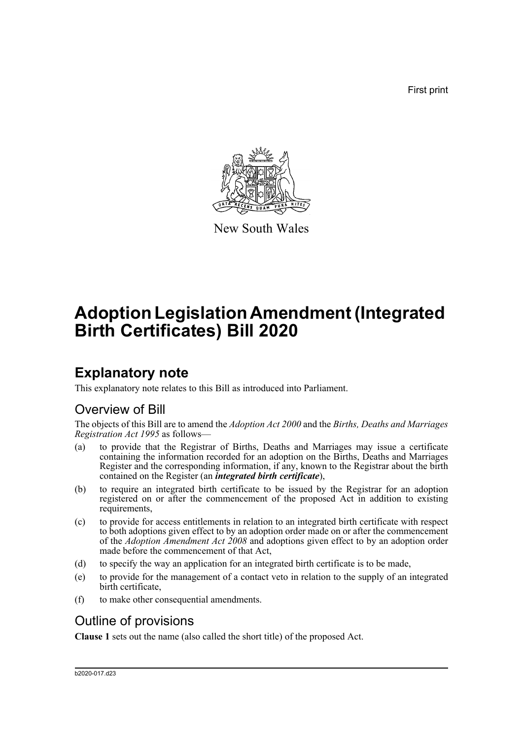First print

New South Wales

# Adoption Legislation Amendment (Integrated Birth Certificates) Bill 2020

## Explanatory note

This explanatory note relates to this Bill as introduced into Parliament.

### Overview of Bill

The objects of this Bill are to amend the *Adoption Act 2000* and the *Births, Deaths and Marriages Registration Act 1995* as follows—

(a) to provide that the Registrar of Births, Deaths and Marriages may issue a certificate containing the information recorded for an adoption on the Births, Deaths and Marriages Register and the corresponding information, if any, known to the Registrar about the birth contained on the Register (an ***integrated birth certificate***),

(b) to require an integrated birth certificate to be issued by the Registrar for an adoption registered on or after the commencement of the proposed Act in addition to existing requirements,

(c) to provide for access entitlements in relation to an integrated birth certificate with respect to both adoptions given effect to by an adoption order made on or after the commencement of the *Adoption Amendment Act 2008* and adoptions given effect to by an adoption order made before the commencement of that Act,

(d) to specify the way an application for an integrated birth certificate is to be made,

(e) to provide for the management of a contact veto in relation to the supply of an integrated birth certificate,

(f) to make other consequential amendments.

### Outline of provisions

**Clause 1** sets out the name (also called the short title) of the proposed Act.

b2020-017.d23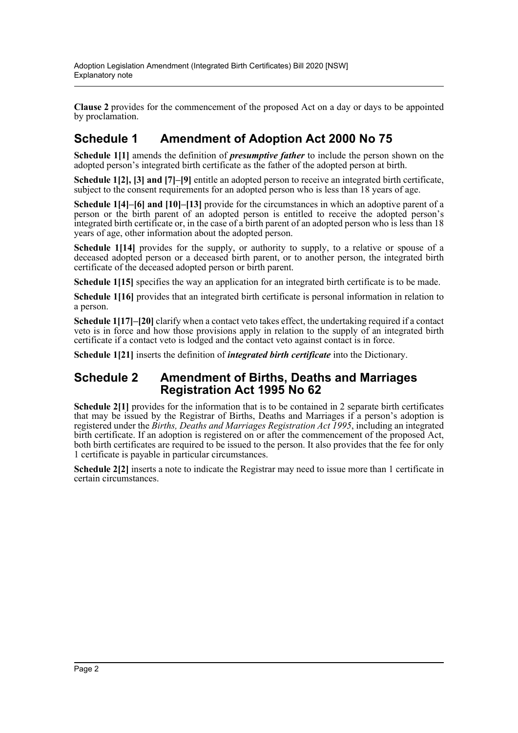**Clause 2** provides for the commencement of the proposed Act on a day or days to be appointed by proclamation.

## Schedule 1 Amendment of Adoption Act 2000 No 75

**Schedule 1[1]** amends the definition of ***presumptive father*** to include the person shown on the adopted person's integrated birth certificate as the father of the adopted person at birth.

**Schedule 1[2], [3] and [7]–[9]** entitle an adopted person to receive an integrated birth certificate, subject to the consent requirements for an adopted person who is less than 18 years of age.

**Schedule 1[4]–[6] and [10]–[13]** provide for the circumstances in which an adoptive parent of a person or the birth parent of an adopted person is entitled to receive the adopted person's integrated birth certificate or, in the case of a birth parent of an adopted person who is less than 18 years of age, other information about the adopted person.

**Schedule 1[14]** provides for the supply, or authority to supply, to a relative or spouse of a deceased adopted person or a deceased birth parent, or to another person, the integrated birth certificate of the deceased adopted person or birth parent.

**Schedule 1[15]** specifies the way an application for an integrated birth certificate is to be made.

**Schedule 1[16]** provides that an integrated birth certificate is personal information in relation to a person.

**Schedule 1[17]–[20]** clarify when a contact veto takes effect, the undertaking required if a contact veto is in force and how those provisions apply in relation to the supply of an integrated birth certificate if a contact veto is lodged and the contact veto against contact is in force.

**Schedule 1[21]** inserts the definition of ***integrated birth certificate*** into the Dictionary.

## Schedule 2 Amendment of Births, Deaths and Marriages Registration Act 1995 No 62

**Schedule 2[1]** provides for the information that is to be contained in 2 separate birth certificates that may be issued by the Registrar of Births, Deaths and Marriages if a person's adoption is registered under the *Births, Deaths and Marriages Registration Act 1995*, including an integrated birth certificate. If an adoption is registered on or after the commencement of the proposed Act, both birth certificates are required to be issued to the person. It also provides that the fee for only 1 certificate is payable in particular circumstances.

**Schedule 2[2]** inserts a note to indicate the Registrar may need to issue more than 1 certificate in certain circumstances.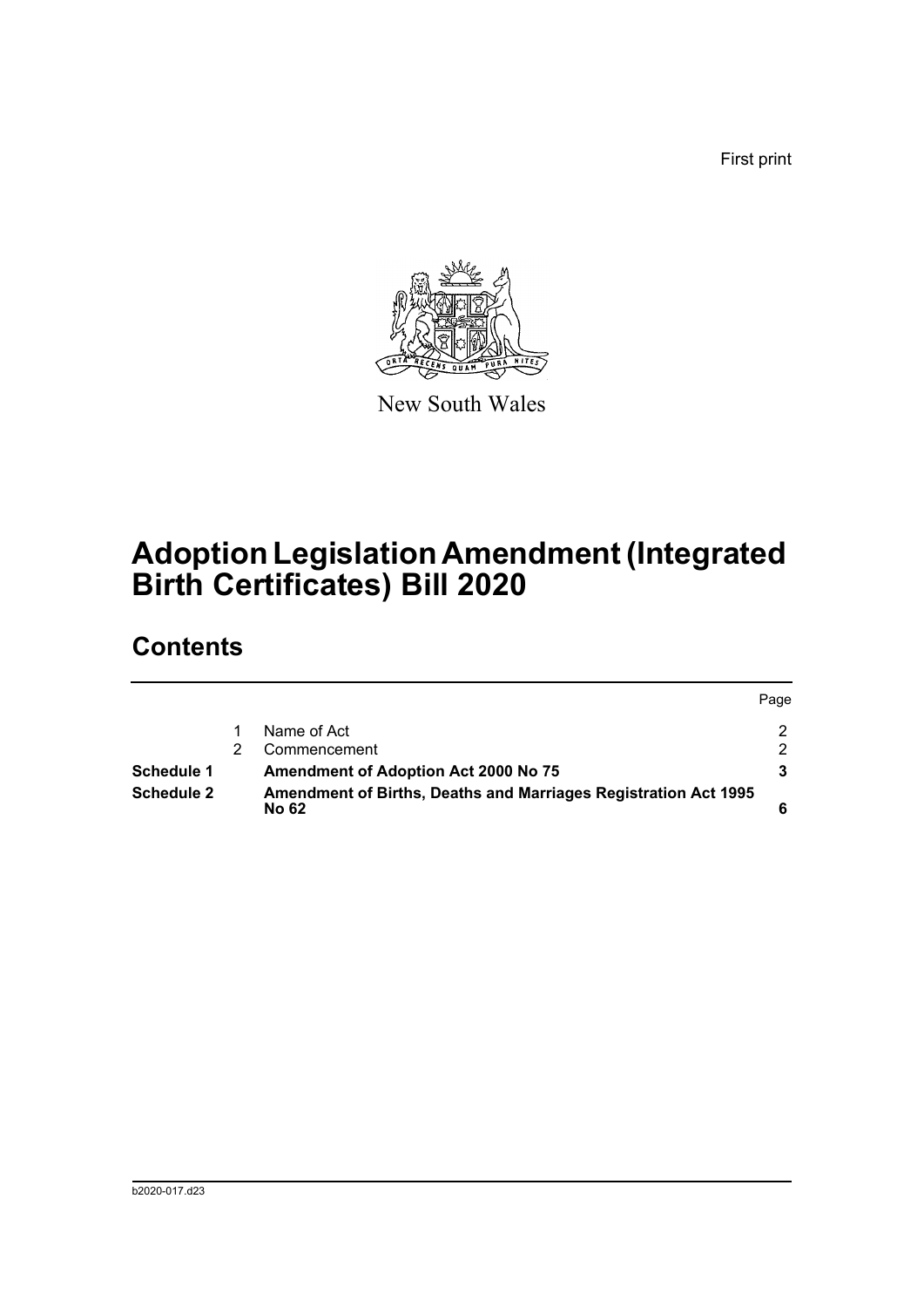First print

New South Wales

# Adoption Legislation Amendment (Integrated Birth Certificates) Bill 2020

## Contents

| | | | Page |
|---|---|---|---|
| | 1 | Name of Act | 2 |
| | 2 | Commencement | 2 |
| **Schedule 1** | | **Amendment of Adoption Act 2000 No 75** | **3** |
| **Schedule 2** | | **Amendment of Births, Deaths and Marriages Registration Act 1995 No 62** | **6** |

b2020-017.d23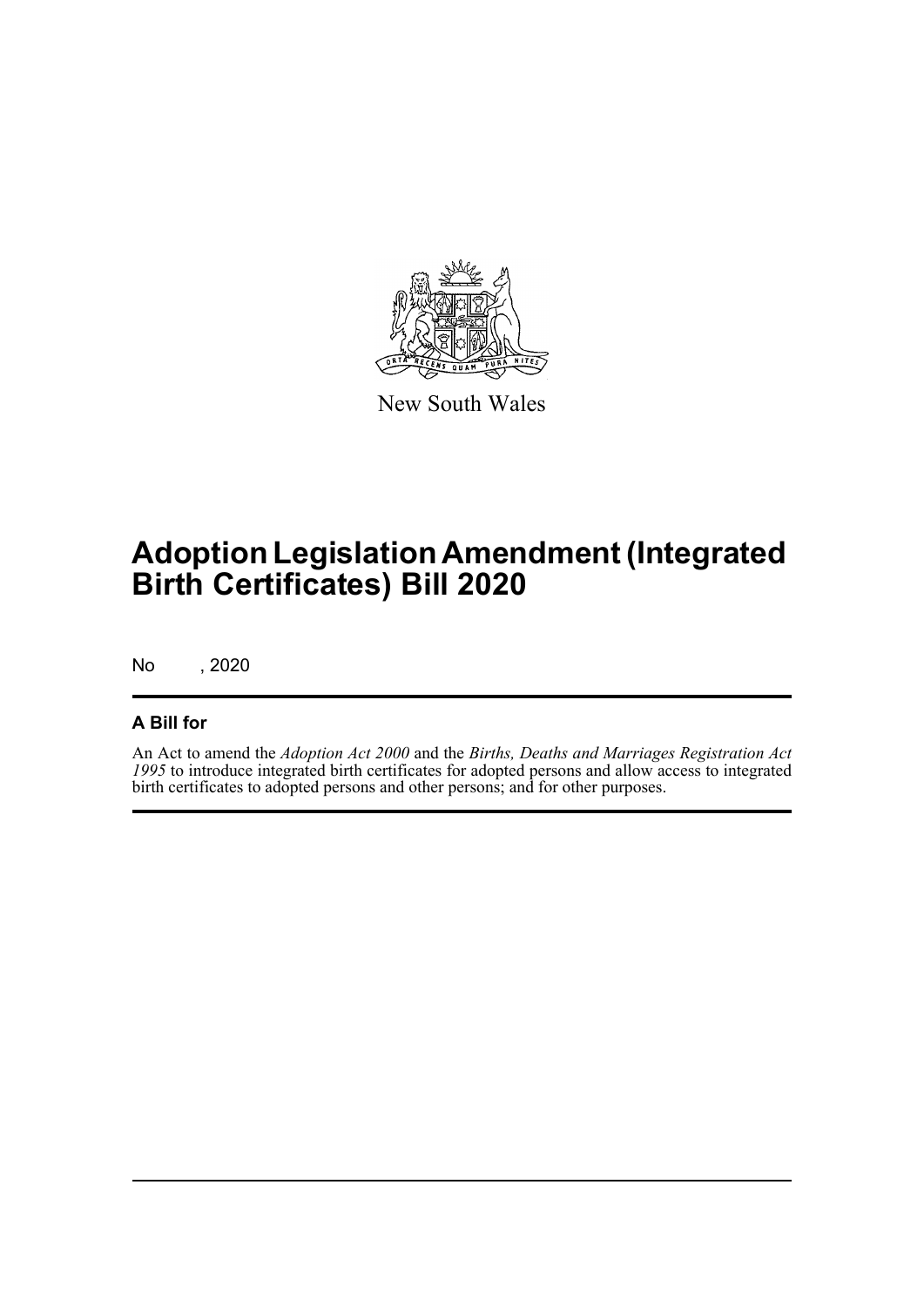New South Wales

# Adoption Legislation Amendment (Integrated Birth Certificates) Bill 2020

No , 2020

## A Bill for

An Act to amend the *Adoption Act 2000* and the *Births, Deaths and Marriages Registration Act 1995* to introduce integrated birth certificates for adopted persons and allow access to integrated birth certificates to adopted persons and other persons; and for other purposes.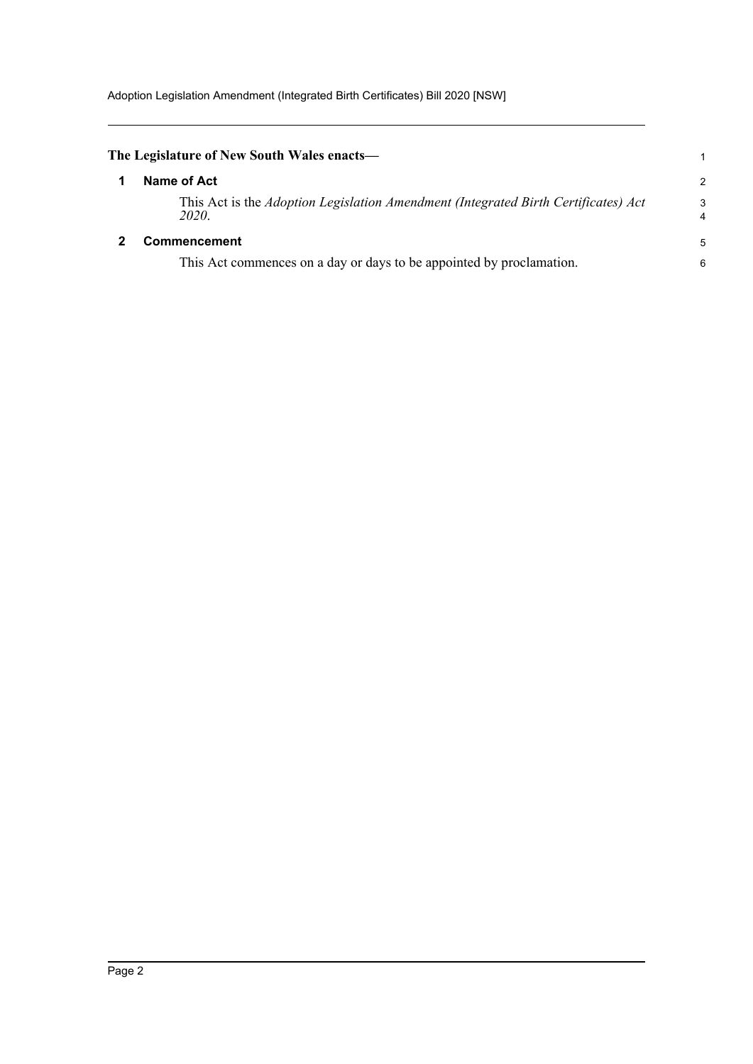**The Legislature of New South Wales enacts—**

## 1 Name of Act

This Act is the *Adoption Legislation Amendment (Integrated Birth Certificates) Act 2020*.

## 2 Commencement

This Act commences on a day or days to be appointed by proclamation.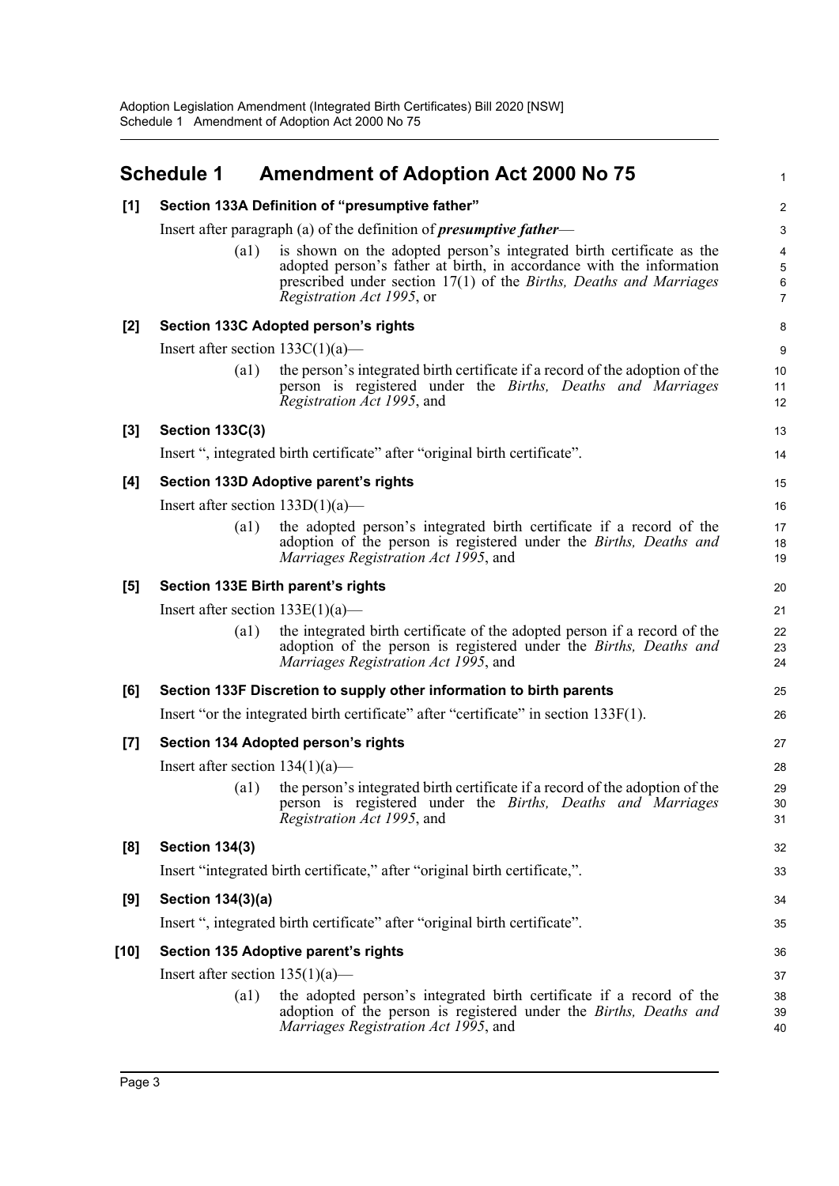## Schedule 1 Amendment of Adoption Act 2000 No 75

**[1] Section 133A Definition of "presumptive father"**

Insert after paragraph (a) of the definition of ***presumptive father***—

(a1) is shown on the adopted person's integrated birth certificate as the adopted person's father at birth, in accordance with the information prescribed under section 17(1) of the *Births, Deaths and Marriages Registration Act 1995*, or

**[2] Section 133C Adopted person's rights**

Insert after section 133C(1)(a)—

(a1) the person's integrated birth certificate if a record of the adoption of the person is registered under the *Births, Deaths and Marriages Registration Act 1995*, and

**[3] Section 133C(3)**

Insert ", integrated birth certificate" after "original birth certificate".

**[4] Section 133D Adoptive parent's rights**

Insert after section 133D(1)(a)—

(a1) the adopted person's integrated birth certificate if a record of the adoption of the person is registered under the *Births, Deaths and Marriages Registration Act 1995*, and

**[5] Section 133E Birth parent's rights**

Insert after section 133E(1)(a)—

(a1) the integrated birth certificate of the adopted person if a record of the adoption of the person is registered under the *Births, Deaths and Marriages Registration Act 1995*, and

**[6] Section 133F Discretion to supply other information to birth parents**

Insert "or the integrated birth certificate" after "certificate" in section 133F(1).

**[7] Section 134 Adopted person's rights**

Insert after section 134(1)(a)—

(a1) the person's integrated birth certificate if a record of the adoption of the person is registered under the *Births, Deaths and Marriages Registration Act 1995*, and

**[8] Section 134(3)**

Insert "integrated birth certificate," after "original birth certificate,".

**[9] Section 134(3)(a)**

Insert ", integrated birth certificate" after "original birth certificate".

**[10] Section 135 Adoptive parent's rights**

Insert after section 135(1)(a)—

(a1) the adopted person's integrated birth certificate if a record of the adoption of the person is registered under the *Births, Deaths and Marriages Registration Act 1995*, and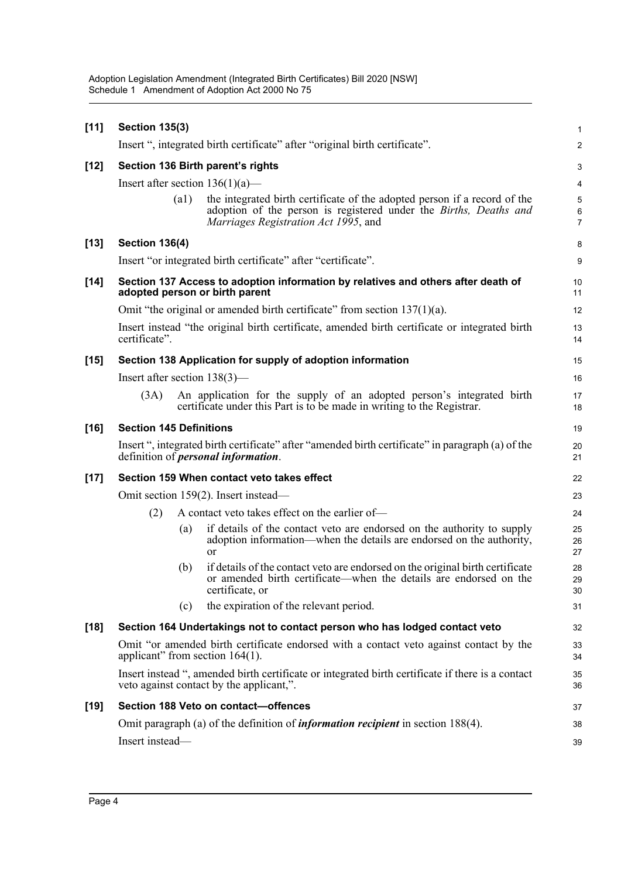**[11] Section 135(3)**

Insert ", integrated birth certificate" after "original birth certificate".

**[12] Section 136 Birth parent's rights**

Insert after section 136(1)(a)—

(a1) the integrated birth certificate of the adopted person if a record of the adoption of the person is registered under the *Births, Deaths and Marriages Registration Act 1995*, and

**[13] Section 136(4)**

Insert "or integrated birth certificate" after "certificate".

**[14] Section 137 Access to adoption information by relatives and others after death of adopted person or birth parent**

Omit "the original or amended birth certificate" from section 137(1)(a).

Insert instead "the original birth certificate, amended birth certificate or integrated birth certificate".

**[15] Section 138 Application for supply of adoption information**

Insert after section 138(3)—

(3A) An application for the supply of an adopted person's integrated birth certificate under this Part is to be made in writing to the Registrar.

**[16] Section 145 Definitions**

Insert ", integrated birth certificate" after "amended birth certificate" in paragraph (a) of the definition of ***personal information***.

**[17] Section 159 When contact veto takes effect**

Omit section 159(2). Insert instead—

(2) A contact veto takes effect on the earlier of—

(a) if details of the contact veto are endorsed on the authority to supply adoption information—when the details are endorsed on the authority, or

(b) if details of the contact veto are endorsed on the original birth certificate or amended birth certificate—when the details are endorsed on the certificate, or

(c) the expiration of the relevant period.

**[18] Section 164 Undertakings not to contact person who has lodged contact veto**

Omit "or amended birth certificate endorsed with a contact veto against contact by the applicant" from section 164(1).

Insert instead ", amended birth certificate or integrated birth certificate if there is a contact veto against contact by the applicant,".

**[19] Section 188 Veto on contact—offences**

Omit paragraph (a) of the definition of ***information recipient*** in section 188(4).

Insert instead—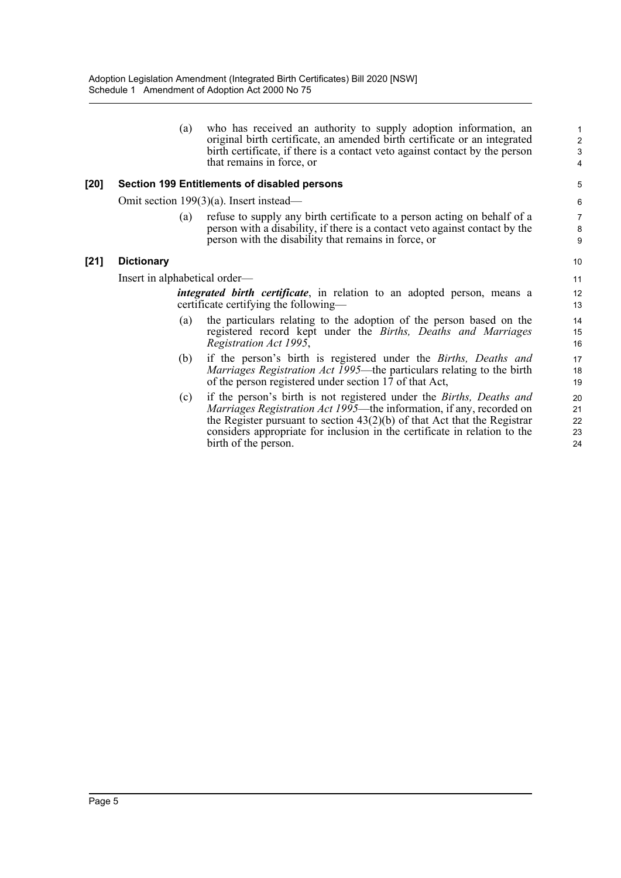(a) who has received an authority to supply adoption information, an original birth certificate, an amended birth certificate or an integrated birth certificate, if there is a contact veto against contact by the person that remains in force, or

**[20] Section 199 Entitlements of disabled persons**

Omit section 199(3)(a). Insert instead—

(a) refuse to supply any birth certificate to a person acting on behalf of a person with a disability, if there is a contact veto against contact by the person with the disability that remains in force, or

**[21] Dictionary**

Insert in alphabetical order—

***integrated birth certificate***, in relation to an adopted person, means a certificate certifying the following—

(a) the particulars relating to the adoption of the person based on the registered record kept under the *Births, Deaths and Marriages Registration Act 1995*,

(b) if the person's birth is registered under the *Births, Deaths and Marriages Registration Act 1995*—the particulars relating to the birth of the person registered under section 17 of that Act,

(c) if the person's birth is not registered under the *Births, Deaths and Marriages Registration Act 1995*—the information, if any, recorded on the Register pursuant to section 43(2)(b) of that Act that the Registrar considers appropriate for inclusion in the certificate in relation to the birth of the person.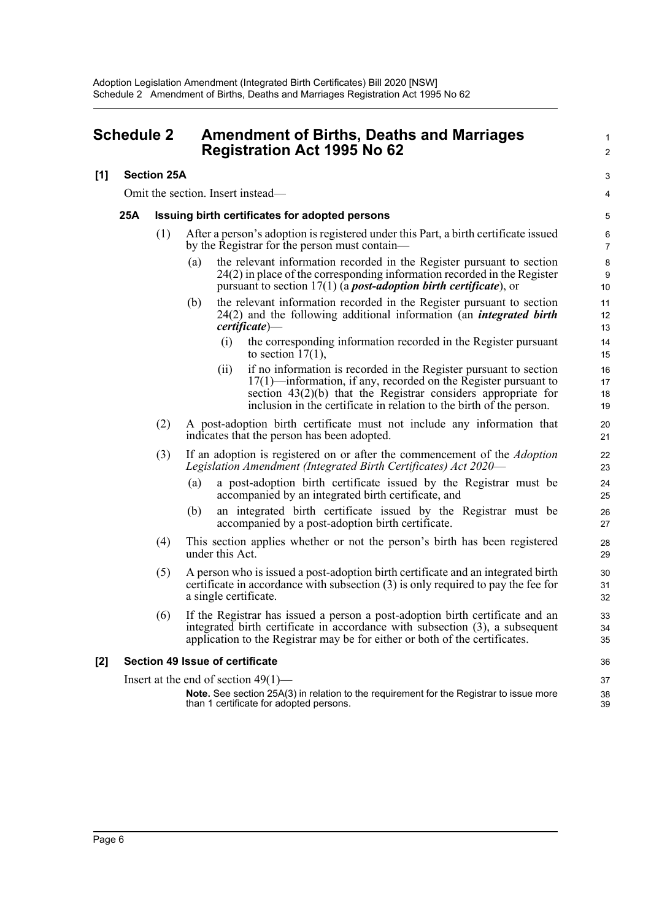# Schedule 2 Amendment of Births, Deaths and Marriages Registration Act 1995 No 62

**[1] Section 25A**

Omit the section. Insert instead—

**25A Issuing birth certificates for adopted persons**

(1) After a person's adoption is registered under this Part, a birth certificate issued by the Registrar for the person must contain—

(a) the relevant information recorded in the Register pursuant to section 24(2) in place of the corresponding information recorded in the Register pursuant to section 17(1) (a ***post-adoption birth certificate***), or

(b) the relevant information recorded in the Register pursuant to section 24(2) and the following additional information (an ***integrated birth certificate***)—

(i) the corresponding information recorded in the Register pursuant to section 17(1),

(ii) if no information is recorded in the Register pursuant to section 17(1)—information, if any, recorded on the Register pursuant to section 43(2)(b) that the Registrar considers appropriate for inclusion in the certificate in relation to the birth of the person.

(2) A post-adoption birth certificate must not include any information that indicates that the person has been adopted.

(3) If an adoption is registered on or after the commencement of the *Adoption Legislation Amendment (Integrated Birth Certificates) Act 2020*—

(a) a post-adoption birth certificate issued by the Registrar must be accompanied by an integrated birth certificate, and

(b) an integrated birth certificate issued by the Registrar must be accompanied by a post-adoption birth certificate.

(4) This section applies whether or not the person's birth has been registered under this Act.

(5) A person who is issued a post-adoption birth certificate and an integrated birth certificate in accordance with subsection (3) is only required to pay the fee for a single certificate.

(6) If the Registrar has issued a person a post-adoption birth certificate and an integrated birth certificate in accordance with subsection (3), a subsequent application to the Registrar may be for either or both of the certificates.

**[2] Section 49 Issue of certificate**

Insert at the end of section 49(1)—

**Note.** See section 25A(3) in relation to the requirement for the Registrar to issue more than 1 certificate for adopted persons.